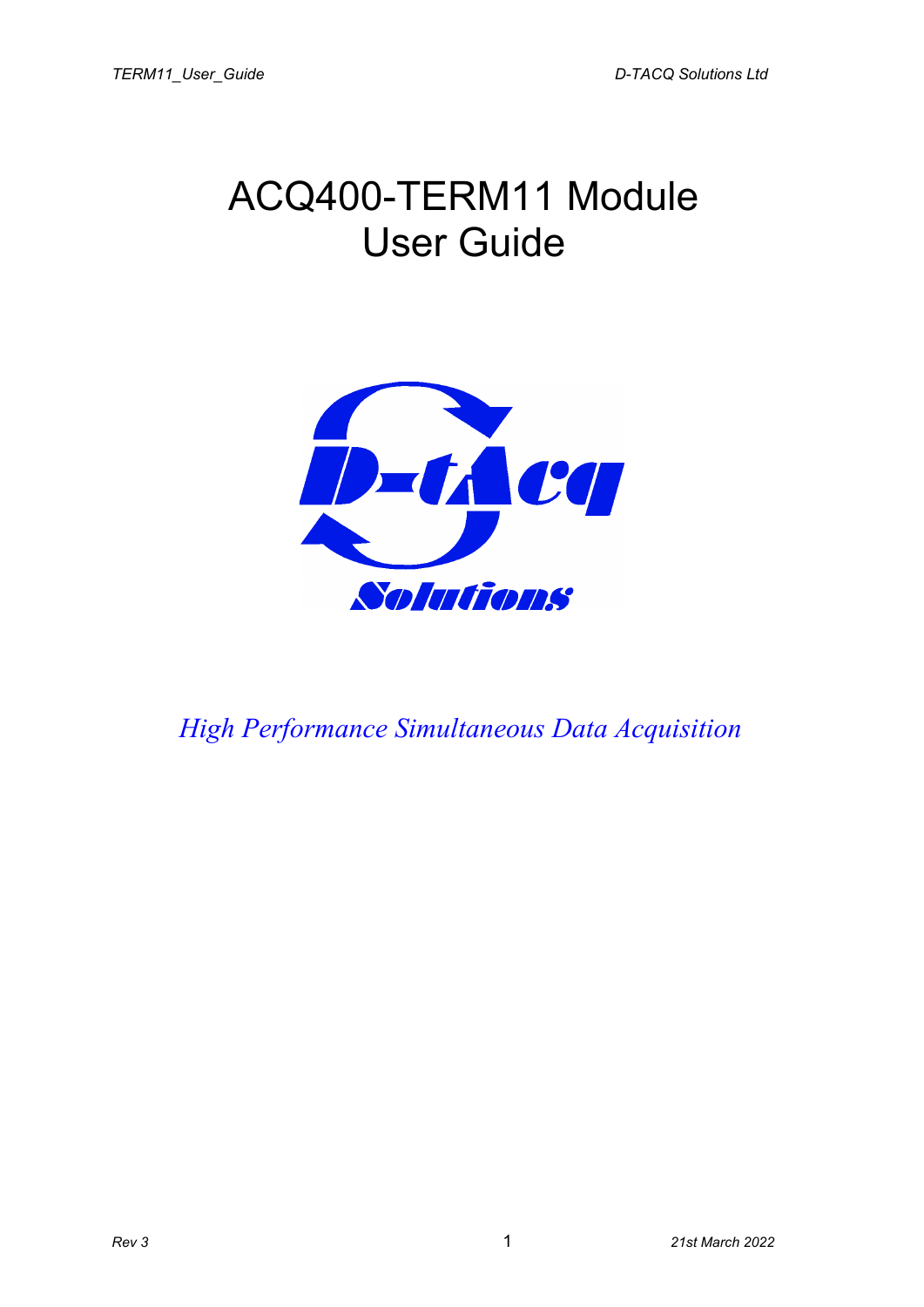# ACQ400-TERM11 Module User Guide

*High Performance Simultaneous Data Acquisition*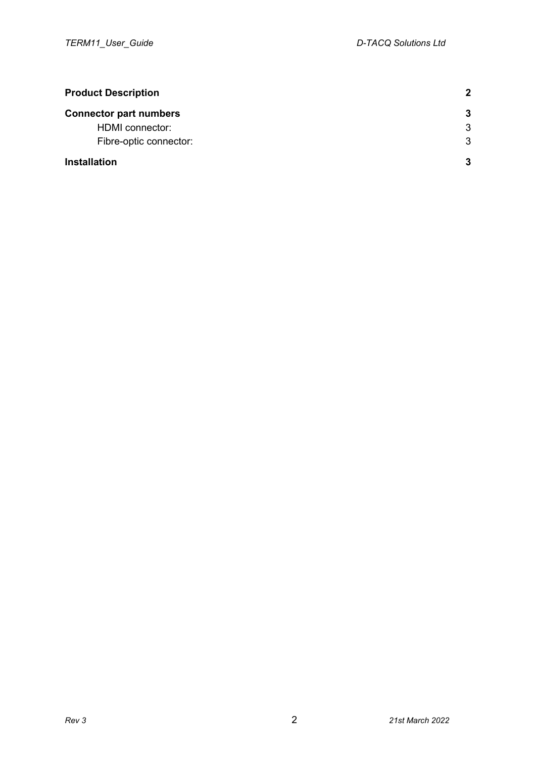| | |
|---|---|
| **Product Description** | **2** |
| **Connector part numbers** | **3** |
| HDMI connector: | 3 |
| Fibre-optic connector: | 3 |
| **Installation** | **3** |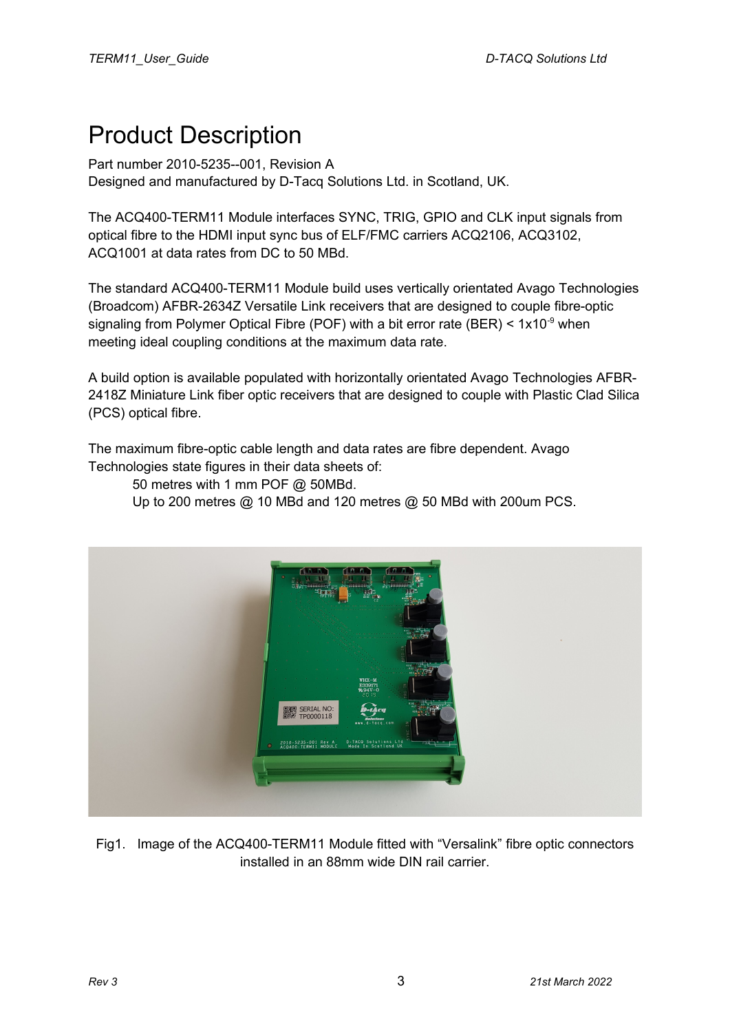# Product Description

Part number 2010-5235--001, Revision A
Designed and manufactured by D-Tacq Solutions Ltd. in Scotland, UK.

The ACQ400-TERM11 Module interfaces SYNC, TRIG, GPIO and CLK input signals from optical fibre to the HDMI input sync bus of ELF/FMC carriers ACQ2106, ACQ3102, ACQ1001 at data rates from DC to 50 MBd.

The standard ACQ400-TERM11 Module build uses vertically orientated Avago Technologies (Broadcom) AFBR-2634Z Versatile Link receivers that are designed to couple fibre-optic signaling from Polymer Optical Fibre (POF) with a bit error rate (BER) < $1x10^{-9}$ when meeting ideal coupling conditions at the maximum data rate.

A build option is available populated with horizontally orientated Avago Technologies AFBR-2418Z Miniature Link fiber optic receivers that are designed to couple with Plastic Clad Silica (PCS) optical fibre.

The maximum fibre-optic cable length and data rates are fibre dependent. Avago Technologies state figures in their data sheets of:

> 50 metres with 1 mm POF @ 50MBd.
> Up to 200 metres @ 10 MBd and 120 metres @ 50 MBd with 200um PCS.

Fig1. Image of the ACQ400-TERM11 Module fitted with "Versalink" fibre optic connectors installed in an 88mm wide DIN rail carrier.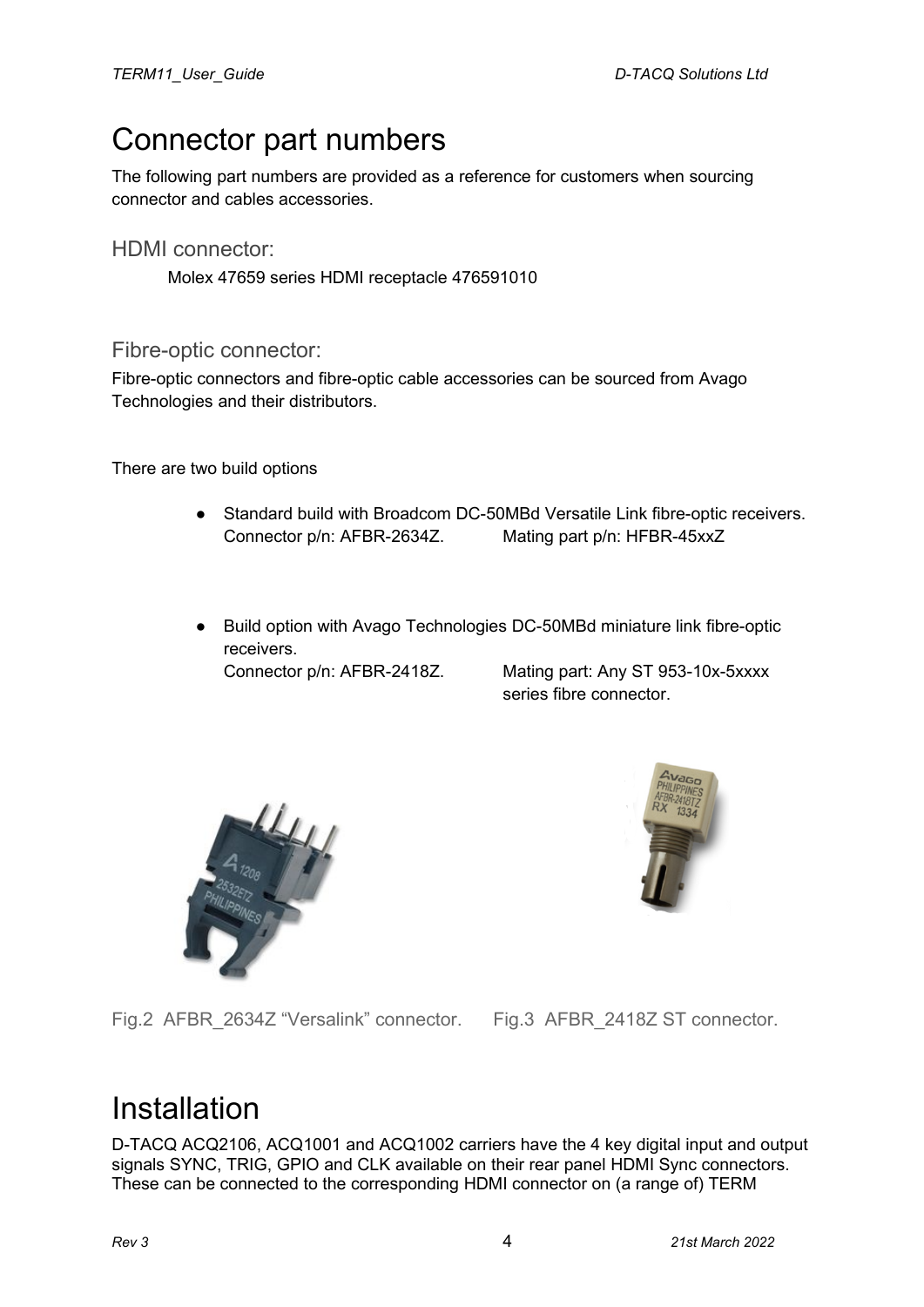# Connector part numbers

The following part numbers are provided as a reference for customers when sourcing connector and cables accessories.

## HDMI connector:

Molex 47659 series HDMI receptacle 476591010

## Fibre-optic connector:

Fibre-optic connectors and fibre-optic cable accessories can be sourced from Avago Technologies and their distributors.

There are two build options

- Standard build with Broadcom DC-50MBd Versatile Link fibre-optic receivers.
  Connector p/n: AFBR-2634Z. Mating part p/n: HFBR-45xxZ

- Build option with Avago Technologies DC-50MBd miniature link fibre-optic receivers.
  Connector p/n: AFBR-2418Z. Mating part: Any ST 953-10x-5xxxx series fibre connector.

Fig.2 AFBR_2634Z "Versalink" connector.

Fig.3 AFBR_2418Z ST connector.

# Installation

D-TACQ ACQ2106, ACQ1001 and ACQ1002 carriers have the 4 key digital input and output signals SYNC, TRIG, GPIO and CLK available on their rear panel HDMI Sync connectors. These can be connected to the corresponding HDMI connector on (a range of) TERM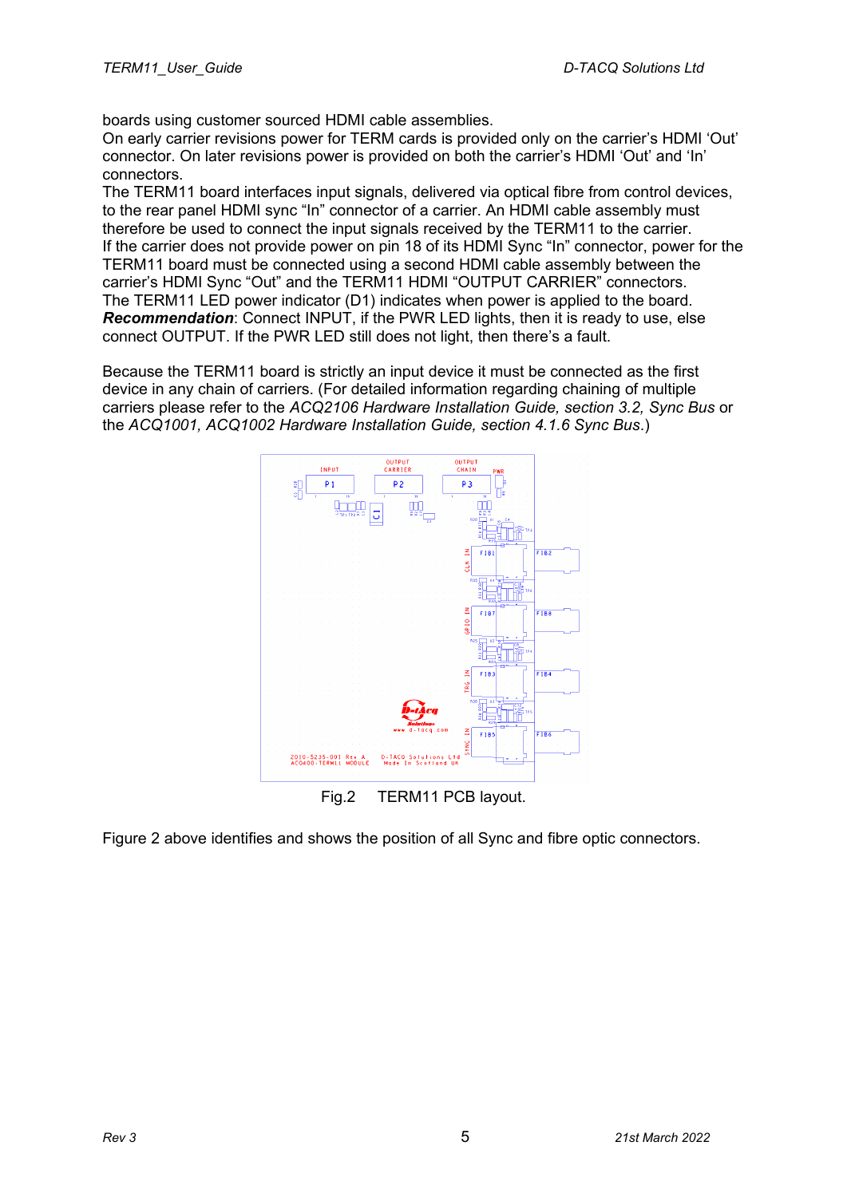boards using customer sourced HDMI cable assemblies.
On early carrier revisions power for TERM cards is provided only on the carrier's HDMI 'Out' connector. On later revisions power is provided on both the carrier's HDMI 'Out' and 'In' connectors.
The TERM11 board interfaces input signals, delivered via optical fibre from control devices, to the rear panel HDMI sync "In" connector of a carrier. An HDMI cable assembly must therefore be used to connect the input signals received by the TERM11 to the carrier.
If the carrier does not provide power on pin 18 of its HDMI Sync "In" connector, power for the TERM11 board must be connected using a second HDMI cable assembly between the carrier's HDMI Sync "Out" and the TERM11 HDMI "OUTPUT CARRIER" connectors.
The TERM11 LED power indicator (D1) indicates when power is applied to the board.
***Recommendation***: Connect INPUT, if the PWR LED lights, then it is ready to use, else connect OUTPUT. If the PWR LED still does not light, then there's a fault.

Because the TERM11 board is strictly an input device it must be connected as the first device in any chain of carriers. (For detailed information regarding chaining of multiple carriers please refer to the *ACQ2106 Hardware Installation Guide, section 3.2, Sync Bus* or the *ACQ1001, ACQ1002 Hardware Installation Guide, section 4.1.6 Sync Bus*.)

INPUT
P1
OUTPUT CARRIER
P2
OUTPUT CHAIN
P3
PWR
C1
CLK IN
FIB1
FIB2
GPIO IN
FIB7
FIB8
TRG IN
FIB3
FIB4
SYNC IN
FIB5
FIB6
D-tAcq Solutions
www.d-tacq.com
2010-5235-001 Rev A
ACQ400-TERM11 MODULE
D-TACQ Solutions Ltd
Made In Scotland UK

Fig.2 TERM11 PCB layout.

Figure 2 above identifies and shows the position of all Sync and fibre optic connectors.